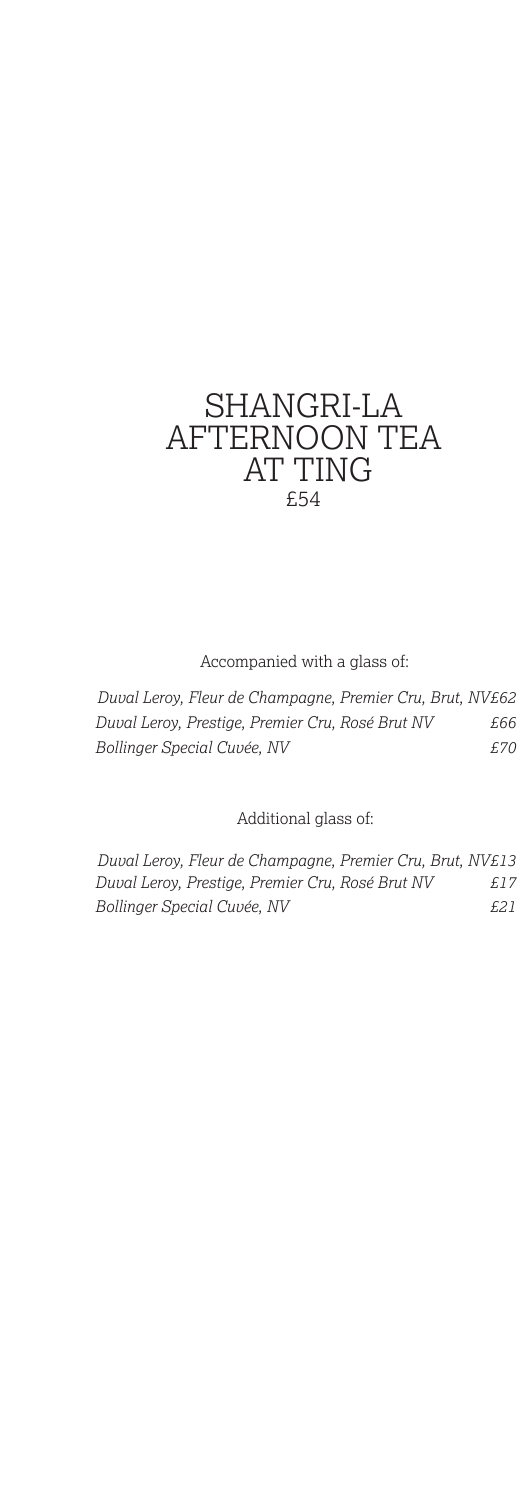# SHANGRI-LA AFTERNOON TEA AT TING

£54

Accompanied with a glass of:

| | |
|---|---|
| *Duval Leroy, Fleur de Champagne, Premier Cru, Brut, NV* | *£62* |
| *Duval Leroy, Prestige, Premier Cru, Rosé Brut NV* | *£66* |
| *Bollinger Special Cuvée, NV* | *£70* |

Additional glass of:

| | |
|---|---|
| *Duval Leroy, Fleur de Champagne, Premier Cru, Brut, NV* | *£13* |
| *Duval Leroy, Prestige, Premier Cru, Rosé Brut NV* | *£17* |
| *Bollinger Special Cuvée, NV* | *£21* |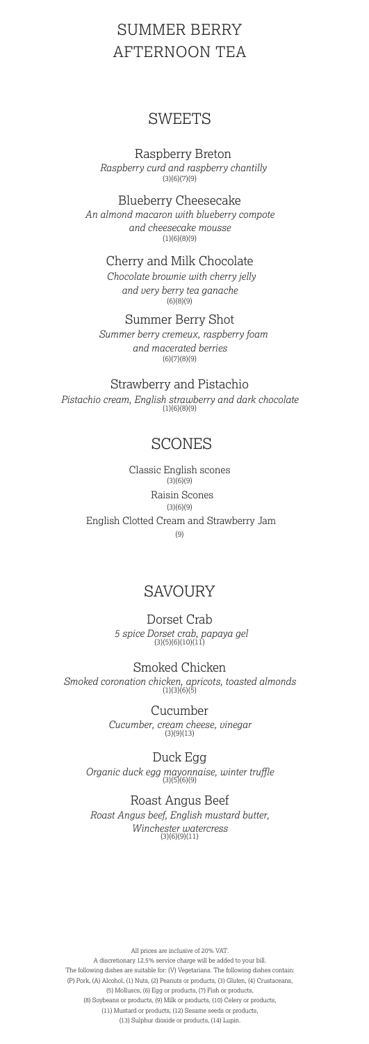# SUMMER BERRY AFTERNOON TEA

## SWEETS

### Raspberry Breton

*Raspberry curd and raspberry chantilly*
(3)(6)(7)(9)

### Blueberry Cheesecake

*An almond macaron with blueberry compote and cheesecake mousse*
(1)(6)(8)(9)

### Cherry and Milk Chocolate

*Chocolate brownie with cherry jelly and very berry tea ganache*
(6)(8)(9)

### Summer Berry Shot

*Summer berry cremeux, raspberry foam and macerated berries*
(6)(7)(8)(9)

### Strawberry and Pistachio

*Pistachio cream, English strawberry and dark chocolate*
(1)(6)(8)(9)

## SCONES

Classic English scones
(3)(6)(9)

Raisin Scones
(3)(6)(9)

English Clotted Cream and Strawberry Jam
(9)

## SAVOURY

### Dorset Crab

*5 spice Dorset crab, papaya gel*
(3)(5)(6)(10)(11)

### Smoked Chicken

*Smoked coronation chicken, apricots, toasted almonds*
(1)(3)(6)(5)

### Cucumber

*Cucumber, cream cheese, vinegar*
(3)(9)(13)

### Duck Egg

*Organic duck egg mayonnaise, winter truffle*
(3)(5)(6)(9)

### Roast Angus Beef

*Roast Angus beef, English mustard butter, Winchester watercress*
(3)(6)(9)(11)

All prices are inclusive of 20% VAT.
A discretionary 12.5% service charge will be added to your bill.
The following dishes are suitable for: (V) Vegetarians. The following dishes contain:
(P) Pork, (A) Alcohol, (1) Nuts, (2) Peanuts or products, (3) Gluten, (4) Crustaceans,
(5) Molluscs, (6) Egg or products, (7) Fish or products,
(8) Soybeans or products, (9) Milk or products, (10) Celery or products,
(11) Mustard or products, (12) Sesame seeds or products,
(13) Sulphur dioxide or products, (14) Lupin.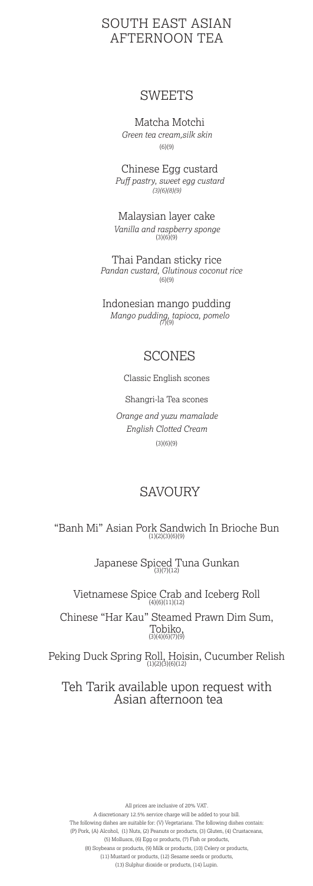# SOUTH EAST ASIAN AFTERNOON TEA

## SWEETS

Matcha Motchi
*Green tea cream,silk skin*
(6)(9)

Chinese Egg custard
*Puff pastry, sweet egg custard*
*(3)(6)(8)(9)*

Malaysian layer cake
*Vanilla and raspberry sponge*
(3)(6)(9)

Thai Pandan sticky rice
*Pandan custard, Glutinous coconut rice*
(6)(9)

Indonesian mango pudding
*Mango pudding, tapioca, pomelo*
(7)(9)

## SCONES

Classic English scones

Shangri-la Tea scones

*Orange and yuzu mamalade*
*English Clotted Cream*
(3)(6)(9)

## SAVOURY

"Banh Mi" Asian Pork Sandwich In Brioche Bun
(1)(2)(3)(6)(9)

Japanese Spiced Tuna Gunkan
(3)(7)(12)

Vietnamese Spice Crab and Iceberg Roll
(4)(6)(11)(12)

Chinese "Har Kau" Steamed Prawn Dim Sum, Tobiko,
(3)(4)(6)(7)(9)

Peking Duck Spring Roll, Hoisin, Cucumber Relish
(1)(2)(3)(6)(12)

Teh Tarik available upon request with Asian afternoon tea

All prices are inclusive of 20% VAT.
A discretionary 12.5% service charge will be added to your bill.
The following dishes are suitable for: (V) Vegetarians. The following dishes contain:
(P) Pork, (A) Alcohol, (1) Nuts, (2) Peanuts or products, (3) Gluten, (4) Crustaceans,
(5) Molluscs, (6) Egg or products, (7) Fish or products,
(8) Soybeans or products, (9) Milk or products, (10) Celery or products,
(11) Mustard or products, (12) Sesame seeds or products,
(13) Sulphur dioxide or products, (14) Lupin.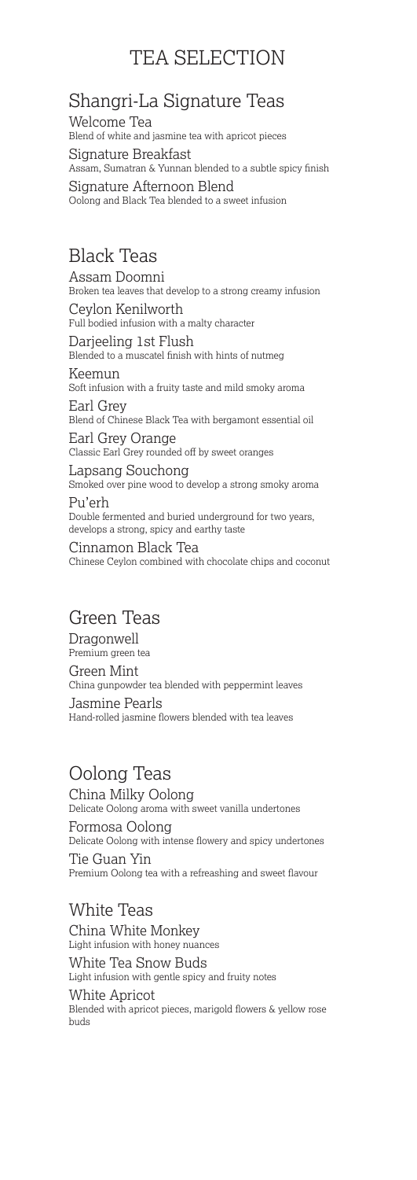# TEA SELECTION

## Shangri-La Signature Teas

Welcome Tea
Blend of white and jasmine tea with apricot pieces

Signature Breakfast
Assam, Sumatran & Yunnan blended to a subtle spicy finish

Signature Afternoon Blend
Oolong and Black Tea blended to a sweet infusion

## Black Teas

Assam Doomni
Broken tea leaves that develop to a strong creamy infusion

Ceylon Kenilworth
Full bodied infusion with a malty character

Darjeeling 1st Flush
Blended to a muscatel finish with hints of nutmeg

Keemun
Soft infusion with a fruity taste and mild smoky aroma

Earl Grey
Blend of Chinese Black Tea with bergamont essential oil

Earl Grey Orange
Classic Earl Grey rounded off by sweet oranges

Lapsang Souchong
Smoked over pine wood to develop a strong smoky aroma

Pu'erh
Double fermented and buried underground for two years, develops a strong, spicy and earthy taste

Cinnamon Black Tea
Chinese Ceylon combined with chocolate chips and coconut

## Green Teas

Dragonwell
Premium green tea

Green Mint
China gunpowder tea blended with peppermint leaves

Jasmine Pearls
Hand-rolled jasmine flowers blended with tea leaves

## Oolong Teas

China Milky Oolong
Delicate Oolong aroma with sweet vanilla undertones

Formosa Oolong
Delicate Oolong with intense flowery and spicy undertones

Tie Guan Yin
Premium Oolong tea with a refreashing and sweet flavour

## White Teas

China White Monkey
Light infusion with honey nuances

White Tea Snow Buds
Light infusion with gentle spicy and fruity notes

White Apricot
Blended with apricot pieces, marigold flowers & yellow rose buds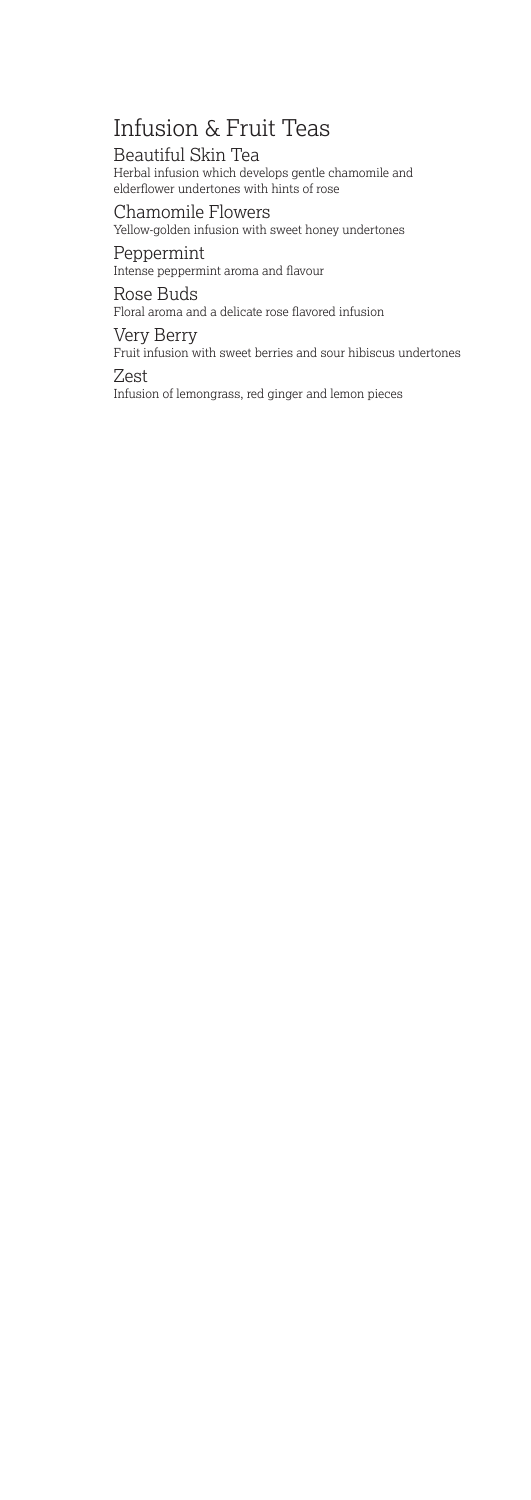# Infusion & Fruit Teas

## Beautiful Skin Tea

Herbal infusion which develops gentle chamomile and elderflower undertones with hints of rose

## Chamomile Flowers

Yellow-golden infusion with sweet honey undertones

## Peppermint

Intense peppermint aroma and flavour

## Rose Buds

Floral aroma and a delicate rose flavored infusion

## Very Berry

Fruit infusion with sweet berries and sour hibiscus undertones

## Zest

Infusion of lemongrass, red ginger and lemon pieces